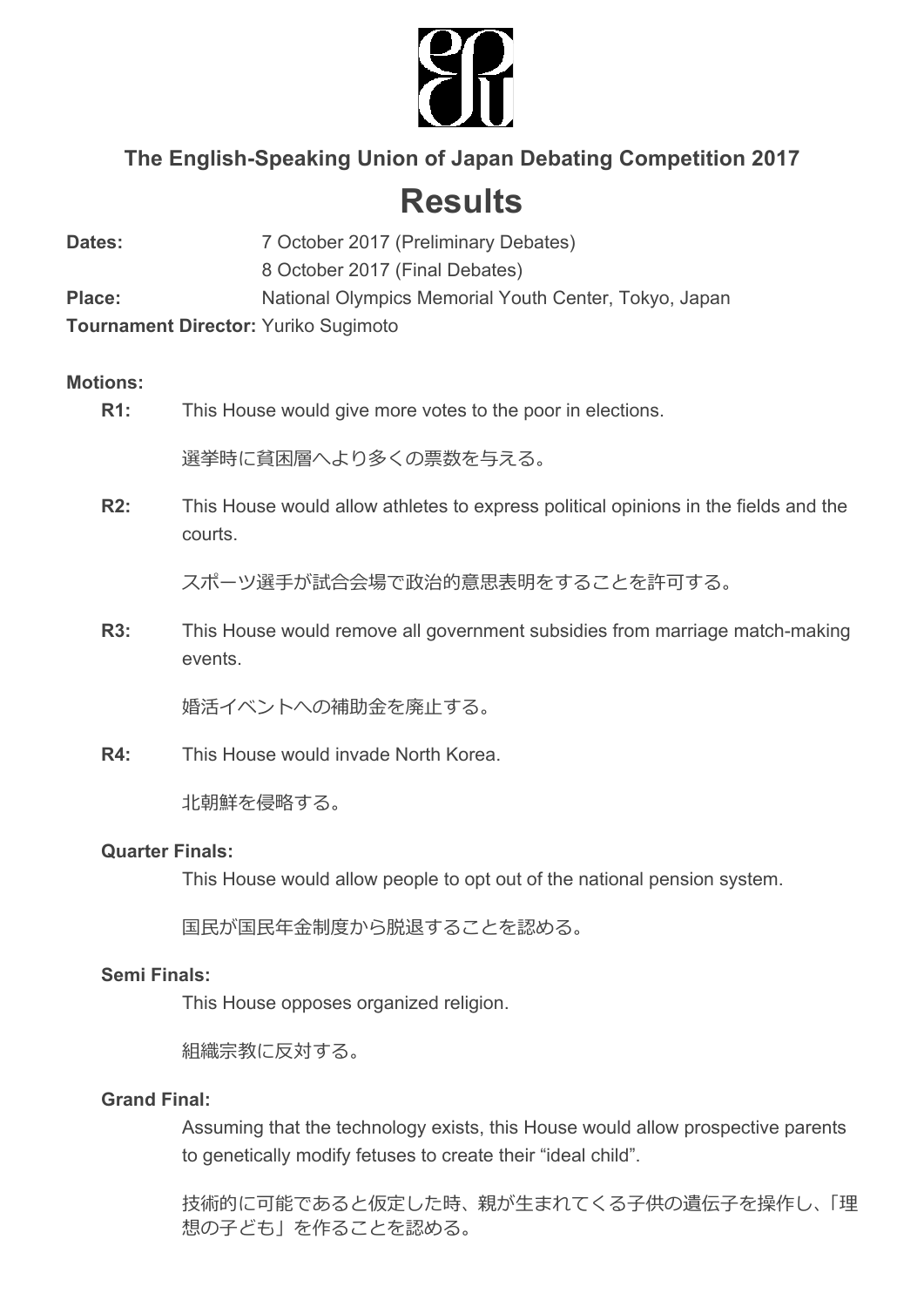## The English-Speaking Union of Japan Debating Competition 2017

# Results

**Dates:** 7 October 2017 (Preliminary Debates)
8 October 2017 (Final Debates)
**Place:** National Olympics Memorial Youth Center, Tokyo, Japan
**Tournament Director:** Yuriko Sugimoto

**Motions:**

**R1:** This House would give more votes to the poor in elections.

選挙時に貧困層へより多くの票数を与える。

**R2:** This House would allow athletes to express political opinions in the fields and the courts.

スポーツ選手が試合会場で政治的意思表明をすることを許可する。

**R3:** This House would remove all government subsidies from marriage match-making events.

婚活イベントへの補助金を廃止する。

**R4:** This House would invade North Korea.

北朝鮮を侵略する。

**Quarter Finals:**

This House would allow people to opt out of the national pension system.

国民が国民年金制度から脱退することを認める。

**Semi Finals:**

This House opposes organized religion.

組織宗教に反対する。

**Grand Final:**

Assuming that the technology exists, this House would allow prospective parents to genetically modify fetuses to create their “ideal child”.

技術的に可能であると仮定した時、親が生まれてくる子供の遺伝子を操作し、「理想の子ども」を作ることを認める。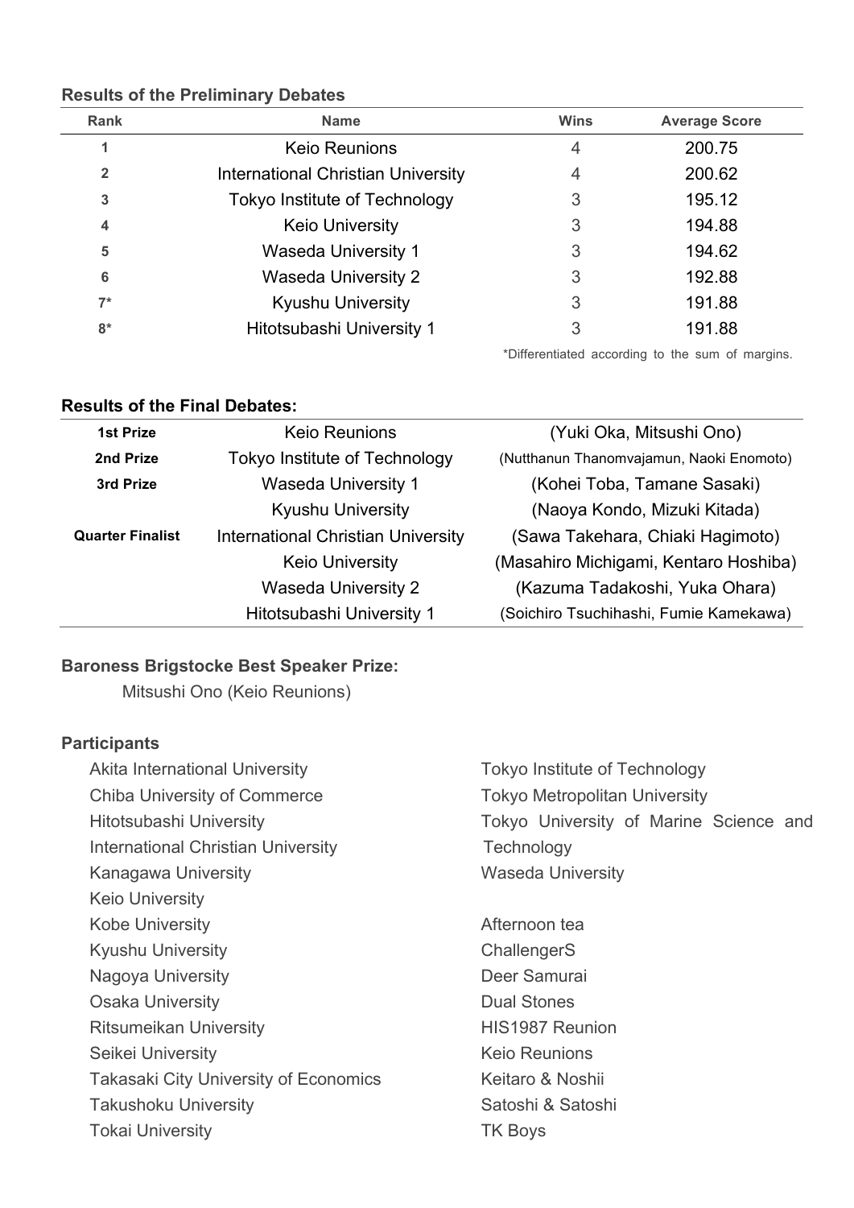### Results of the Preliminary Debates

| Rank | Name | Wins | Average Score |
|---|---|---|---|
| 1 | Keio Reunions | 4 | 200.75 |
| 2 | International Christian University | 4 | 200.62 |
| 3 | Tokyo Institute of Technology | 3 | 195.12 |
| 4 | Keio University | 3 | 194.88 |
| 5 | Waseda University 1 | 3 | 194.62 |
| 6 | Waseda University 2 | 3 | 192.88 |
| 7* | Kyushu University | 3 | 191.88 |
| 8* | Hitotsubashi University 1 | 3 | 191.88 |

*Differentiated according to the sum of margins.

### Results of the Final Debates:

| | | |
|---|---|---|
| **1st Prize** | Keio Reunions | (Yuki Oka, Mitsushi Ono) |
| **2nd Prize** | Tokyo Institute of Technology | (Nutthanun Thanomvajamun, Naoki Enomoto) |
| **3rd Prize** | Waseda University 1 | (Kohei Toba, Tamane Sasaki) |
| | Kyushu University | (Naoya Kondo, Mizuki Kitada) |
| **Quarter Finalist** | International Christian University | (Sawa Takehara, Chiaki Hagimoto) |
| | Keio University | (Masahiro Michigami, Kentaro Hoshiba) |
| | Waseda University 2 | (Kazuma Tadakoshi, Yuka Ohara) |
| | Hitotsubashi University 1 | (Soichiro Tsuchihashi, Fumie Kamekawa) |

### Baroness Brigstocke Best Speaker Prize:

Mitsushi Ono (Keio Reunions)

### Participants

Akita International University
Chiba University of Commerce
Hitotsubashi University
International Christian University
Kanagawa University
Keio University
Kobe University
Kyushu University
Nagoya University
Osaka University
Ritsumeikan University
Seikei University
Takasaki City University of Economics
Takushoku University
Tokai University
Tokyo Institute of Technology
Tokyo Metropolitan University
Tokyo University of Marine Science and Technology
Waseda University

Afternoon tea
ChallengerS
Deer Samurai
Dual Stones
HIS1987 Reunion
Keio Reunions
Keitaro & Noshii
Satoshi & Satoshi
TK Boys